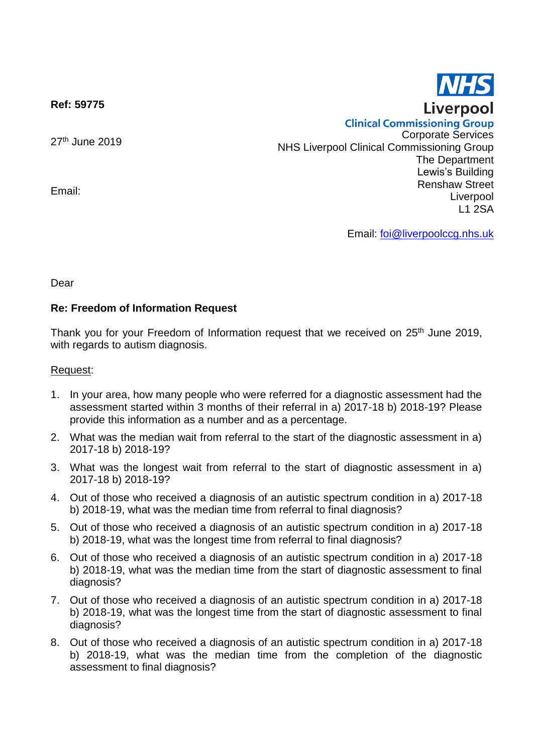**Ref: 59775**

27th June 2019

Email:

NHS
Liverpool
Clinical Commissioning Group

Corporate Services
NHS Liverpool Clinical Commissioning Group
The Department
Lewis's Building
Renshaw Street
Liverpool
L1 2SA

Email: foi@liverpoolccg.nhs.uk

Dear

**Re: Freedom of Information Request**

Thank you for your Freedom of Information request that we received on 25th June 2019, with regards to autism diagnosis.

Request:

1. In your area, how many people who were referred for a diagnostic assessment had the assessment started within 3 months of their referral in a) 2017-18 b) 2018-19? Please provide this information as a number and as a percentage.
2. What was the median wait from referral to the start of the diagnostic assessment in a) 2017-18 b) 2018-19?
3. What was the longest wait from referral to the start of diagnostic assessment in a) 2017-18 b) 2018-19?
4. Out of those who received a diagnosis of an autistic spectrum condition in a) 2017-18 b) 2018-19, what was the median time from referral to final diagnosis?
5. Out of those who received a diagnosis of an autistic spectrum condition in a) 2017-18 b) 2018-19, what was the longest time from referral to final diagnosis?
6. Out of those who received a diagnosis of an autistic spectrum condition in a) 2017-18 b) 2018-19, what was the median time from the start of diagnostic assessment to final diagnosis?
7. Out of those who received a diagnosis of an autistic spectrum condition in a) 2017-18 b) 2018-19, what was the longest time from the start of diagnostic assessment to final diagnosis?
8. Out of those who received a diagnosis of an autistic spectrum condition in a) 2017-18 b) 2018-19, what was the median time from the completion of the diagnostic assessment to final diagnosis?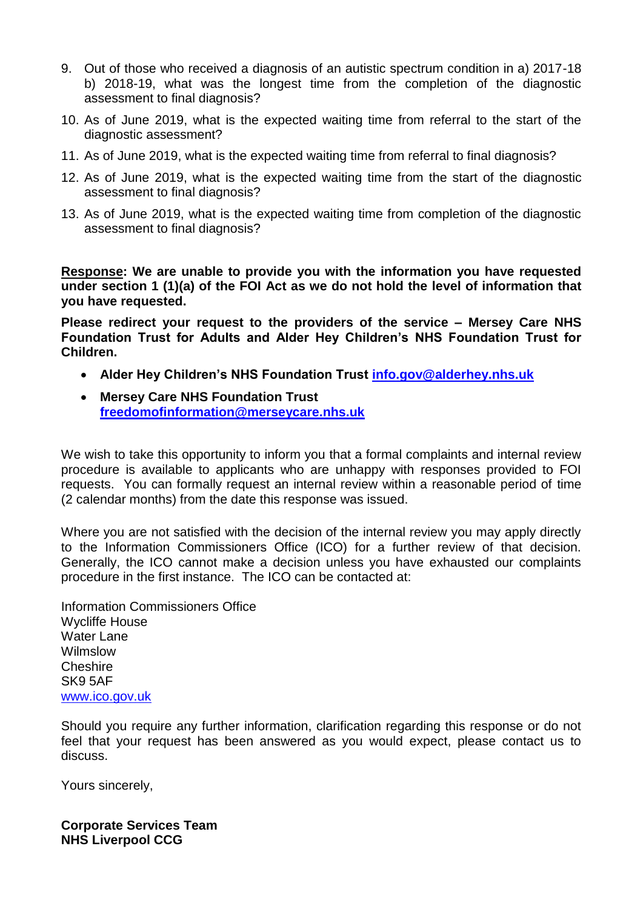9. Out of those who received a diagnosis of an autistic spectrum condition in a) 2017-18 b) 2018-19, what was the longest time from the completion of the diagnostic assessment to final diagnosis?
10. As of June 2019, what is the expected waiting time from referral to the start of the diagnostic assessment?
11. As of June 2019, what is the expected waiting time from referral to final diagnosis?
12. As of June 2019, what is the expected waiting time from the start of the diagnostic assessment to final diagnosis?
13. As of June 2019, what is the expected waiting time from completion of the diagnostic assessment to final diagnosis?

**Response: We are unable to provide you with the information you have requested under section 1 (1)(a) of the FOI Act as we do not hold the level of information that you have requested.**

**Please redirect your request to the providers of the service – Mersey Care NHS Foundation Trust for Adults and Alder Hey Children's NHS Foundation Trust for Children.**

- **Alder Hey Children's NHS Foundation Trust info.gov@alderhey.nhs.uk**
- **Mersey Care NHS Foundation Trust freedomofinformation@merseycare.nhs.uk**

We wish to take this opportunity to inform you that a formal complaints and internal review procedure is available to applicants who are unhappy with responses provided to FOI requests. You can formally request an internal review within a reasonable period of time (2 calendar months) from the date this response was issued.

Where you are not satisfied with the decision of the internal review you may apply directly to the Information Commissioners Office (ICO) for a further review of that decision. Generally, the ICO cannot make a decision unless you have exhausted our complaints procedure in the first instance. The ICO can be contacted at:

Information Commissioners Office
Wycliffe House
Water Lane
Wilmslow
Cheshire
SK9 5AF
www.ico.gov.uk

Should you require any further information, clarification regarding this response or do not feel that your request has been answered as you would expect, please contact us to discuss.

Yours sincerely,

**Corporate Services Team**
**NHS Liverpool CCG**